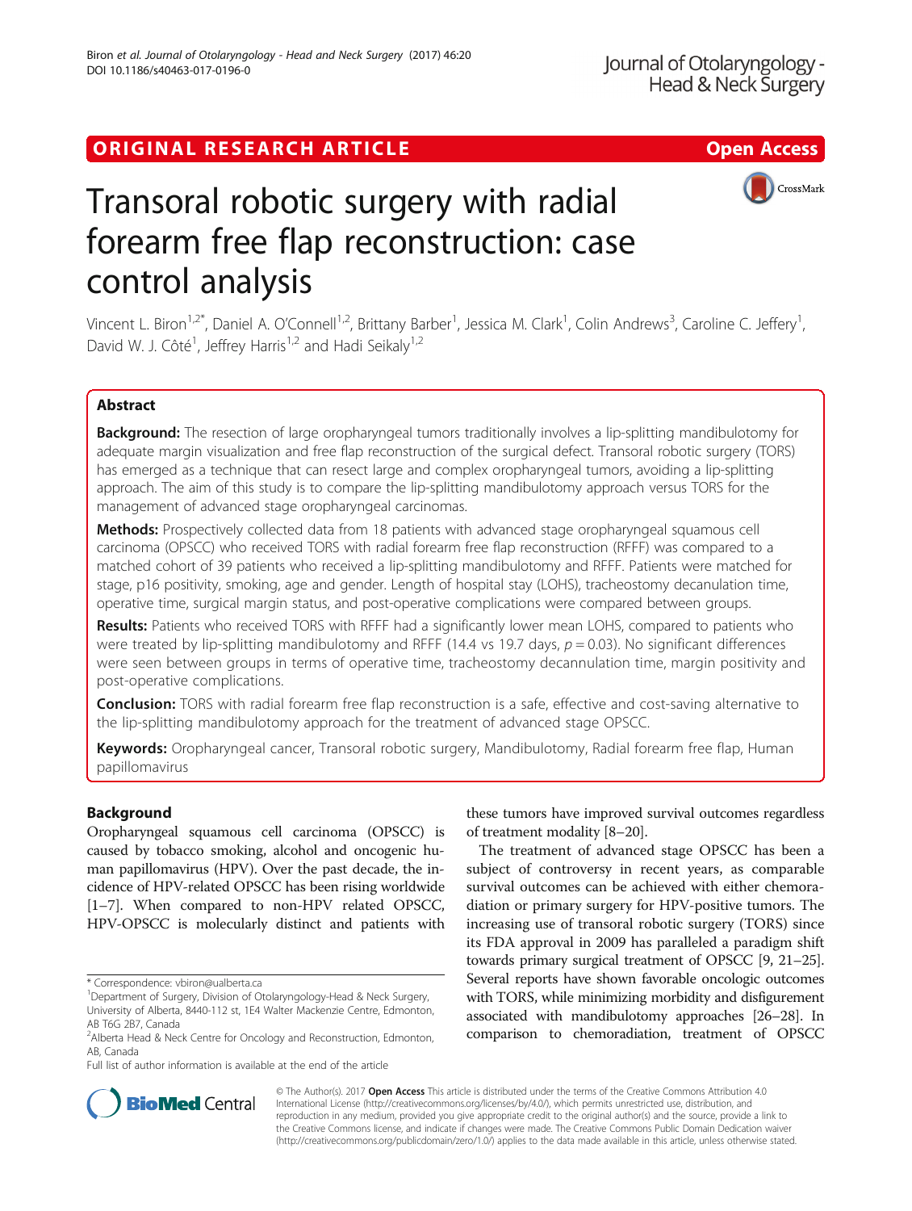ORIGINAL RESEARCH ARTICLE

Open Access

# Transoral robotic surgery with radial forearm free flap reconstruction: case control analysis

Vincent L. Biron[1,2*], Daniel A. O'Connell[1,2], Brittany Barber[1], Jessica M. Clark[1], Colin Andrews[3], Caroline C. Jeffery[1], David W. J. Côté[1], Jeffrey Harris[1,2] and Hadi Seikaly[1,2]

## Abstract

**Background:** The resection of large oropharyngeal tumors traditionally involves a lip-splitting mandibulotomy for adequate margin visualization and free flap reconstruction of the surgical defect. Transoral robotic surgery (TORS) has emerged as a technique that can resect large and complex oropharyngeal tumors, avoiding a lip-splitting approach. The aim of this study is to compare the lip-splitting mandibulotomy approach versus TORS for the management of advanced stage oropharyngeal carcinomas.

**Methods:** Prospectively collected data from 18 patients with advanced stage oropharyngeal squamous cell carcinoma (OPSCC) who received TORS with radial forearm free flap reconstruction (RFFF) was compared to a matched cohort of 39 patients who received a lip-splitting mandibulotomy and RFFF. Patients were matched for stage, p16 positivity, smoking, age and gender. Length of hospital stay (LOHS), tracheostomy decanulation time, operative time, surgical margin status, and post-operative complications were compared between groups.

**Results:** Patients who received TORS with RFFF had a significantly lower mean LOHS, compared to patients who were treated by lip-splitting mandibulotomy and RFFF (14.4 vs 19.7 days, $p = 0.03$). No significant differences were seen between groups in terms of operative time, tracheostomy decannulation time, margin positivity and post-operative complications.

**Conclusion:** TORS with radial forearm free flap reconstruction is a safe, effective and cost-saving alternative to the lip-splitting mandibulotomy approach for the treatment of advanced stage OPSCC.

**Keywords:** Oropharyngeal cancer, Transoral robotic surgery, Mandibulotomy, Radial forearm free flap, Human papillomavirus

## Background

Oropharyngeal squamous cell carcinoma (OPSCC) is caused by tobacco smoking, alcohol and oncogenic human papillomavirus (HPV). Over the past decade, the incidence of HPV-related OPSCC has been rising worldwide [1–7]. When compared to non-HPV related OPSCC, HPV-OPSCC is molecularly distinct and patients with these tumors have improved survival outcomes regardless of treatment modality [8–20].

The treatment of advanced stage OPSCC has been a subject of controversy in recent years, as comparable survival outcomes can be achieved with either chemoradiation or primary surgery for HPV-positive tumors. The increasing use of transoral robotic surgery (TORS) since its FDA approval in 2009 has paralleled a paradigm shift towards primary surgical treatment of OPSCC [9, 21–25]. Several reports have shown favorable oncologic outcomes with TORS, while minimizing morbidity and disfigurement associated with mandibulotomy approaches [26–28]. In comparison to chemoradiation, treatment of OPSCC

\* Correspondence: vbiron@ualberta.ca
[1]Department of Surgery, Division of Otolaryngology-Head & Neck Surgery, University of Alberta, 8440-112 st, 1E4 Walter Mackenzie Centre, Edmonton, AB T6G 2B7, Canada
[2]Alberta Head & Neck Centre for Oncology and Reconstruction, Edmonton, AB, Canada
Full list of author information is available at the end of the article

© The Author(s). 2017 **Open Access** This article is distributed under the terms of the Creative Commons Attribution 4.0 International License (http://creativecommons.org/licenses/by/4.0/), which permits unrestricted use, distribution, and reproduction in any medium, provided you give appropriate credit to the original author(s) and the source, provide a link to the Creative Commons license, and indicate if changes were made. The Creative Commons Public Domain Dedication waiver (http://creativecommons.org/publicdomain/zero/1.0/) applies to the data made available in this article, unless otherwise stated.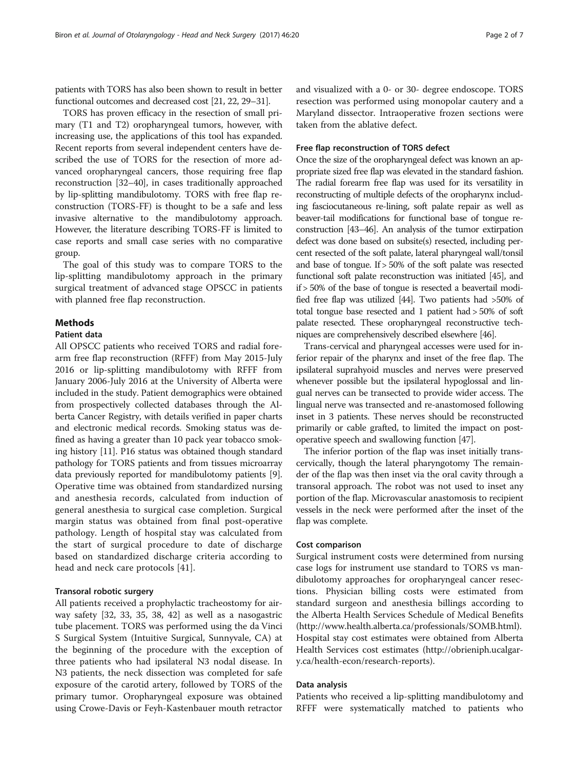patients with TORS has also been shown to result in better functional outcomes and decreased cost [21, 22, 29–31].

TORS has proven efficacy in the resection of small primary (T1 and T2) oropharyngeal tumors, however, with increasing use, the applications of this tool has expanded. Recent reports from several independent centers have described the use of TORS for the resection of more advanced oropharyngeal cancers, those requiring free flap reconstruction [32–40], in cases traditionally approached by lip-splitting mandibulotomy. TORS with free flap reconstruction (TORS-FF) is thought to be a safe and less invasive alternative to the mandibulotomy approach. However, the literature describing TORS-FF is limited to case reports and small case series with no comparative group.

The goal of this study was to compare TORS to the lip-splitting mandibulotomy approach in the primary surgical treatment of advanced stage OPSCC in patients with planned free flap reconstruction.

## Methods

### Patient data

All OPSCC patients who received TORS and radial forearm free flap reconstruction (RFFF) from May 2015-July 2016 or lip-splitting mandibulotomy with RFFF from January 2006-July 2016 at the University of Alberta were included in the study. Patient demographics were obtained from prospectively collected databases through the Alberta Cancer Registry, with details verified in paper charts and electronic medical records. Smoking status was defined as having a greater than 10 pack year tobacco smoking history [11]. P16 status was obtained though standard pathology for TORS patients and from tissues microarray data previously reported for mandibulotomy patients [9]. Operative time was obtained from standardized nursing and anesthesia records, calculated from induction of general anesthesia to surgical case completion. Surgical margin status was obtained from final post-operative pathology. Length of hospital stay was calculated from the start of surgical procedure to date of discharge based on standardized discharge criteria according to head and neck care protocols [41].

### Transoral robotic surgery

All patients received a prophylactic tracheostomy for airway safety [32, 33, 35, 38, 42] as well as a nasogastric tube placement. TORS was performed using the da Vinci S Surgical System (Intuitive Surgical, Sunnyvale, CA) at the beginning of the procedure with the exception of three patients who had ipsilateral N3 nodal disease. In N3 patients, the neck dissection was completed for safe exposure of the carotid artery, followed by TORS of the primary tumor. Oropharyngeal exposure was obtained using Crowe-Davis or Feyh-Kastenbauer mouth retractor and visualized with a 0- or 30- degree endoscope. TORS resection was performed using monopolar cautery and a Maryland dissector. Intraoperative frozen sections were taken from the ablative defect.

### Free flap reconstruction of TORS defect

Once the size of the oropharyngeal defect was known an appropriate sized free flap was elevated in the standard fashion. The radial forearm free flap was used for its versatility in reconstructing of multiple defects of the oropharynx including fasciocutaneous re-lining, soft palate repair as well as beaver-tail modifications for functional base of tongue reconstruction [43–46]. An analysis of the tumor extirpation defect was done based on subsite(s) resected, including percent resected of the soft palate, lateral pharyngeal wall/tonsil and base of tongue. If > 50% of the soft palate was resected functional soft palate reconstruction was initiated [45], and if > 50% of the base of tongue is resected a beavertail modified free flap was utilized [44]. Two patients had >50% of total tongue base resected and 1 patient had > 50% of soft palate resected. These oropharyngeal reconstructive techniques are comprehensively described elsewhere [46].

Trans-cervical and pharyngeal accesses were used for inferior repair of the pharynx and inset of the free flap. The ipsilateral suprahyoid muscles and nerves were preserved whenever possible but the ipsilateral hypoglossal and lingual nerves can be transected to provide wider access. The lingual nerve was transected and re-anastomosed following inset in 3 patients. These nerves should be reconstructed primarily or cable grafted, to limited the impact on postoperative speech and swallowing function [47].

The inferior portion of the flap was inset initially transcervically, though the lateral pharyngotomy The remainder of the flap was then inset via the oral cavity through a transoral approach. The robot was not used to inset any portion of the flap. Microvascular anastomosis to recipient vessels in the neck were performed after the inset of the flap was complete.

### Cost comparison

Surgical instrument costs were determined from nursing case logs for instrument use standard to TORS vs mandibulotomy approaches for oropharyngeal cancer resections. Physician billing costs were estimated from standard surgeon and anesthesia billings according to the Alberta Health Services Schedule of Medical Benefits (http://www.health.alberta.ca/professionals/SOMB.html). Hospital stay cost estimates were obtained from Alberta Health Services cost estimates (http://obrieniph.ucalgary.ca/health-econ/research-reports).

### Data analysis

Patients who received a lip-splitting mandibulotomy and RFFF were systematically matched to patients who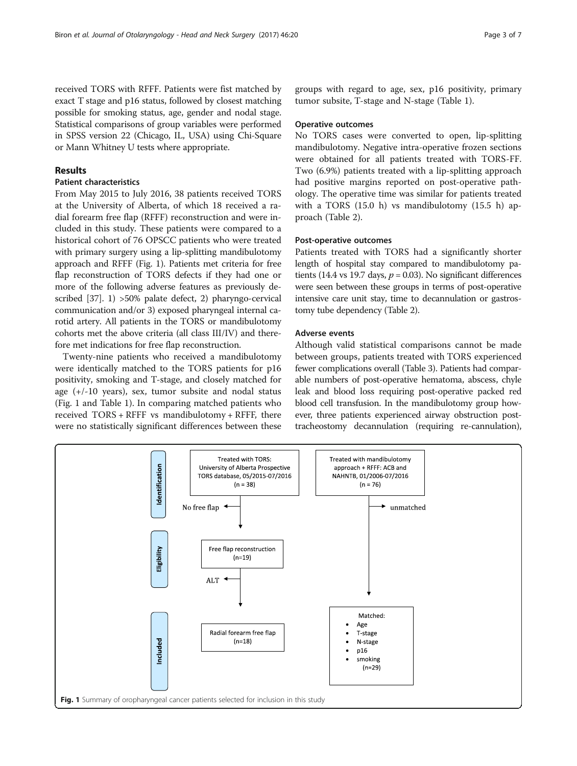received TORS with RFFF. Patients were fist matched by exact T stage and p16 status, followed by closest matching possible for smoking status, age, gender and nodal stage. Statistical comparisons of group variables were performed in SPSS version 22 (Chicago, IL, USA) using Chi-Square or Mann Whitney U tests where appropriate.

## Results

### Patient characteristics

From May 2015 to July 2016, 38 patients received TORS at the University of Alberta, of which 18 received a radial forearm free flap (RFFF) reconstruction and were included in this study. These patients were compared to a historical cohort of 76 OPSCC patients who were treated with primary surgery using a lip-splitting mandibulotomy approach and RFFF (Fig. 1). Patients met criteria for free flap reconstruction of TORS defects if they had one or more of the following adverse features as previously described [37]. 1) >50% palate defect, 2) pharyngo-cervical communication and/or 3) exposed pharyngeal internal carotid artery. All patients in the TORS or mandibulotomy cohorts met the above criteria (all class III/IV) and therefore met indications for free flap reconstruction.

Twenty-nine patients who received a mandibulotomy were identically matched to the TORS patients for p16 positivity, smoking and T-stage, and closely matched for age (+/-10 years), sex, tumor subsite and nodal status (Fig. 1 and Table 1). In comparing matched patients who received TORS + RFFF vs mandibulotomy + RFFF, there were no statistically significant differences between these groups with regard to age, sex, p16 positivity, primary tumor subsite, T-stage and N-stage (Table 1).

### Operative outcomes

No TORS cases were converted to open, lip-splitting mandibulotomy. Negative intra-operative frozen sections were obtained for all patients treated with TORS-FF. Two (6.9%) patients treated with a lip-splitting approach had positive margins reported on post-operative pathology. The operative time was similar for patients treated with a TORS (15.0 h) vs mandibulotomy (15.5 h) approach (Table 2).

### Post-operative outcomes

Patients treated with TORS had a significantly shorter length of hospital stay compared to mandibulotomy patients (14.4 vs 19.7 days, $p = 0.03$). No significant differences were seen between these groups in terms of post-operative intensive care unit stay, time to decannulation or gastrostomy tube dependency (Table 2).

### Adverse events

Although valid statistical comparisons cannot be made between groups, patients treated with TORS experienced fewer complications overall (Table 3). Patients had comparable numbers of post-operative hematoma, abscess, chyle leak and blood loss requiring post-operative packed red blood cell transfusion. In the mandibulotomy group however, three patients experienced airway obstruction post-tracheostomy decannulation (requiring re-cannulation),

Identification: Treated with TORS: University of Alberta Prospective TORS database, 05/2015-07/2016 (n = 38) → No free flap; Treated with mandibulotomy approach + RFFF: ACB and NAHNTB, 01/2006-07/2016 (n = 76) → unmatched

Eligibility: Free flap reconstruction (n=19) → ALT

Included: Radial forearm free flap (n=18); Matched: Age, T-stage, N-stage, p16, smoking (n=29)

**Fig. 1** Summary of oropharyngeal cancer patients selected for inclusion in this study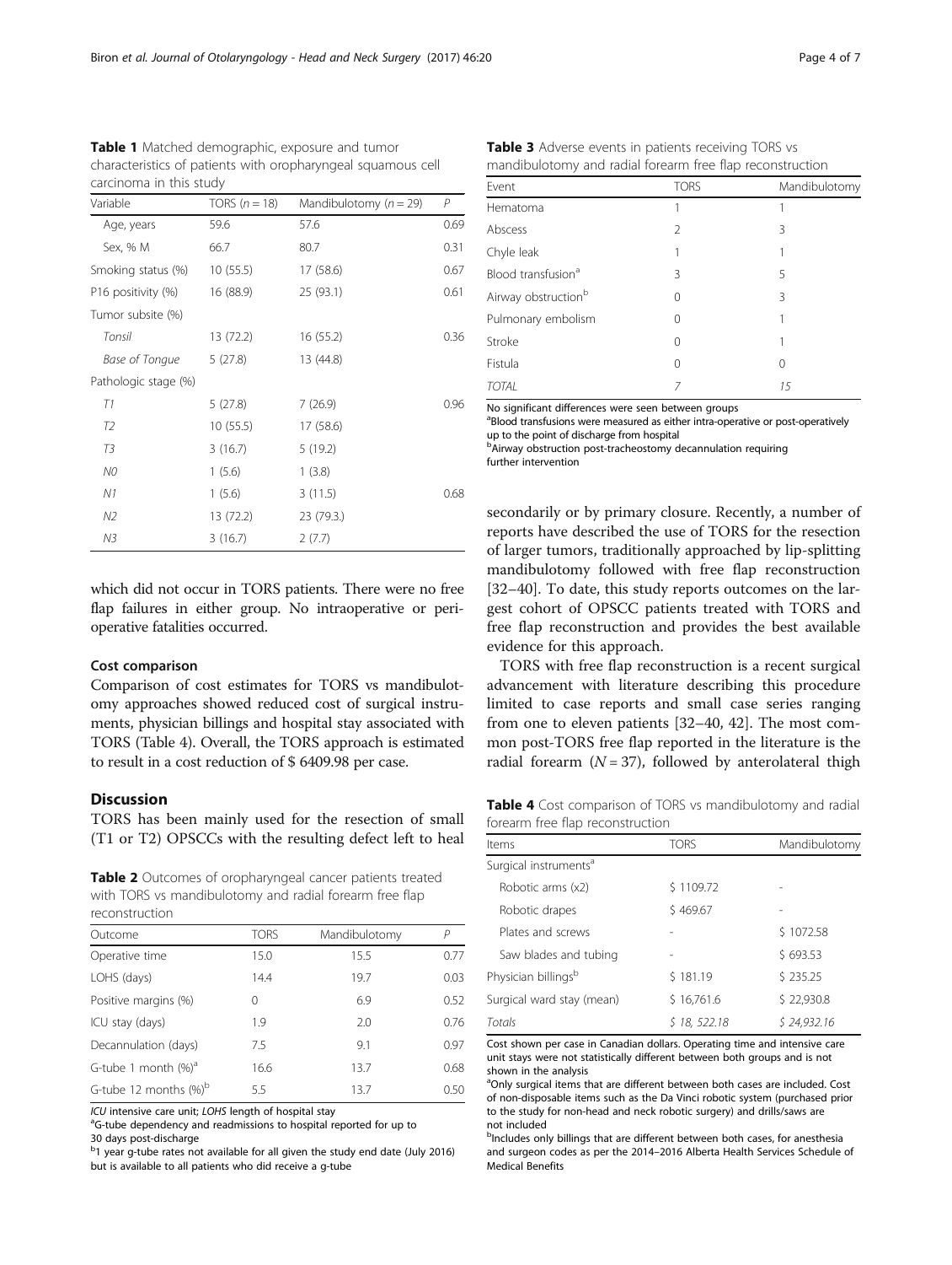**Table 1** Matched demographic, exposure and tumor characteristics of patients with oropharyngeal squamous cell carcinoma in this study

| Variable | TORS ($n = 18$) | Mandibulotomy ($n = 29$) | P |
|---|---|---|---|
| Age, years | 59.6 | 57.6 | 0.69 |
| Sex, % M | 66.7 | 80.7 | 0.31 |
| Smoking status (%) | 10 (55.5) | 17 (58.6) | 0.67 |
| P16 positivity (%) | 16 (88.9) | 25 (93.1) | 0.61 |
| Tumor subsite (%) | | | |
| *Tonsil* | 13 (72.2) | 16 (55.2) | 0.36 |
| *Base of Tongue* | 5 (27.8) | 13 (44.8) | |
| Pathologic stage (%) | | | |
| *T1* | 5 (27.8) | 7 (26.9) | 0.96 |
| *T2* | 10 (55.5) | 17 (58.6) | |
| *T3* | 3 (16.7) | 5 (19.2) | |
| *N0* | 1 (5.6) | 1 (3.8) | |
| *N1* | 1 (5.6) | 3 (11.5) | 0.68 |
| *N2* | 13 (72.2) | 23 (79.3.) | |
| *N3* | 3 (16.7) | 2 (7.7) | |

which did not occur in TORS patients. There were no free flap failures in either group. No intraoperative or peri-operative fatalities occurred.

### Cost comparison

Comparison of cost estimates for TORS vs mandibulotomy approaches showed reduced cost of surgical instruments, physician billings and hospital stay associated with TORS (Table 4). Overall, the TORS approach is estimated to result in a cost reduction of \$ 6409.98 per case.

## Discussion

TORS has been mainly used for the resection of small (T1 or T2) OPSCCs with the resulting defect left to heal secondarily or by primary closure. Recently, a number of reports have described the use of TORS for the resection of larger tumors, traditionally approached by lip-splitting mandibulotomy followed with free flap reconstruction [32–40]. To date, this study reports outcomes on the largest cohort of OPSCC patients treated with TORS and free flap reconstruction and provides the best available evidence for this approach.

TORS with free flap reconstruction is a recent surgical advancement with literature describing this procedure limited to case reports and small case series ranging from one to eleven patients [32–40, 42]. The most common post-TORS free flap reported in the literature is the radial forearm ($N = 37$), followed by anterolateral thigh

**Table 2** Outcomes of oropharyngeal cancer patients treated with TORS vs mandibulotomy and radial forearm free flap reconstruction

| Outcome | TORS | Mandibulotomy | P |
|---|---|---|---|
| Operative time | 15.0 | 15.5 | 0.77 |
| LOHS (days) | 14.4 | 19.7 | 0.03 |
| Positive margins (%) | 0 | 6.9 | 0.52 |
| ICU stay (days) | 1.9 | 2.0 | 0.76 |
| Decannulation (days) | 7.5 | 9.1 | 0.97 |
| G-tube 1 month (%)[a] | 16.6 | 13.7 | 0.68 |
| G-tube 12 months (%)[b] | 5.5 | 13.7 | 0.50 |

*ICU* intensive care unit; *LOHS* length of hospital stay
[a]G-tube dependency and readmissions to hospital reported for up to 30 days post-discharge
[b]1 year g-tube rates not available for all given the study end date (July 2016) but is available to all patients who did receive a g-tube

**Table 3** Adverse events in patients receiving TORS vs mandibulotomy and radial forearm free flap reconstruction

| Event | TORS | Mandibulotomy |
|---|---|---|
| Hematoma | 1 | 1 |
| Abscess | 2 | 3 |
| Chyle leak | 1 | 1 |
| Blood transfusion[a] | 3 | 5 |
| Airway obstruction[b] | 0 | 3 |
| Pulmonary embolism | 0 | 1 |
| Stroke | 0 | 1 |
| Fistula | 0 | 0 |
| *TOTAL* | *7* | *15* |

No significant differences were seen between groups
[a]Blood transfusions were measured as either intra-operative or post-operatively up to the point of discharge from hospital
[b]Airway obstruction post-tracheostomy decannulation requiring further intervention

**Table 4** Cost comparison of TORS vs mandibulotomy and radial forearm free flap reconstruction

| Items | TORS | Mandibulotomy |
|---|---|---|
| Surgical instruments[a] | | |
| Robotic arms (x2) | \$ 1109.72 | - |
| Robotic drapes | \$ 469.67 | - |
| Plates and screws | - | \$ 1072.58 |
| Saw blades and tubing | - | \$ 693.53 |
| Physician billings[b] | \$ 181.19 | \$ 235.25 |
| Surgical ward stay (mean) | \$ 16,761.6 | \$ 22,930.8 |
| *Totals* | *\$ 18, 522.18* | *\$ 24,932.16* |

Cost shown per case in Canadian dollars. Operating time and intensive care unit stays were not statistically different between both groups and is not shown in the analysis
[a]Only surgical items that are different between both cases are included. Cost of non-disposable items such as the Da Vinci robotic system (purchased prior to the study for non-head and neck robotic surgery) and drills/saws are not included
[b]Includes only billings that are different between both cases, for anesthesia and surgeon codes as per the 2014–2016 Alberta Health Services Schedule of Medical Benefits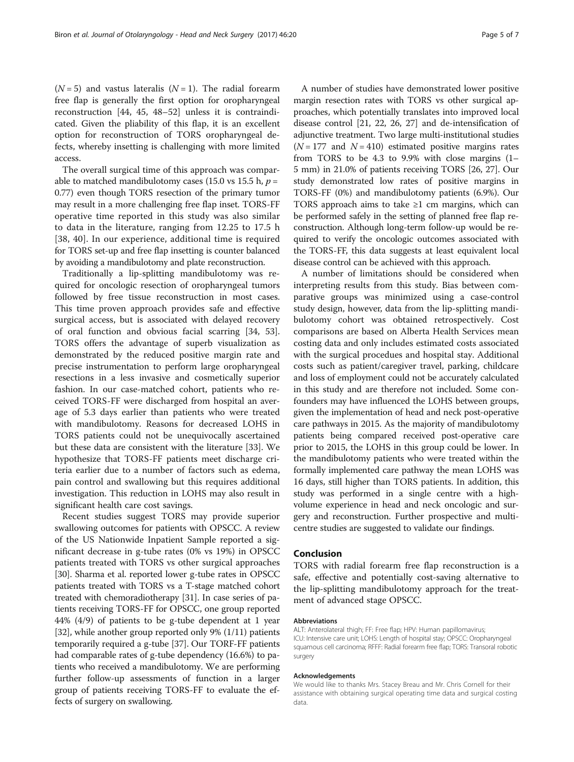($N = 5$) and vastus lateralis ($N = 1$). The radial forearm free flap is generally the first option for oropharyngeal reconstruction [44, 45, 48–52] unless it is contraindicated. Given the pliability of this flap, it is an excellent option for reconstruction of TORS oropharyngeal defects, whereby insetting is challenging with more limited access.

The overall surgical time of this approach was comparable to matched mandibulotomy cases (15.0 vs 15.5 h, $p = 0.77$) even though TORS resection of the primary tumor may result in a more challenging free flap inset. TORS-FF operative time reported in this study was also similar to data in the literature, ranging from 12.25 to 17.5 h [38, 40]. In our experience, additional time is required for TORS set-up and free flap insetting is counter balanced by avoiding a mandibulotomy and plate reconstruction.

Traditionally a lip-splitting mandibulotomy was required for oncologic resection of oropharyngeal tumors followed by free tissue reconstruction in most cases. This time proven approach provides safe and effective surgical access, but is associated with delayed recovery of oral function and obvious facial scarring [34, 53]. TORS offers the advantage of superb visualization as demonstrated by the reduced positive margin rate and precise instrumentation to perform large oropharyngeal resections in a less invasive and cosmetically superior fashion. In our case-matched cohort, patients who received TORS-FF were discharged from hospital an average of 5.3 days earlier than patients who were treated with mandibulotomy. Reasons for decreased LOHS in TORS patients could not be unequivocally ascertained but these data are consistent with the literature [33]. We hypothesize that TORS-FF patients meet discharge criteria earlier due to a number of factors such as edema, pain control and swallowing but this requires additional investigation. This reduction in LOHS may also result in significant health care cost savings.

Recent studies suggest TORS may provide superior swallowing outcomes for patients with OPSCC. A review of the US Nationwide Inpatient Sample reported a significant decrease in g-tube rates (0% vs 19%) in OPSCC patients treated with TORS vs other surgical approaches [30]. Sharma et al. reported lower g-tube rates in OPSCC patients treated with TORS vs a T-stage matched cohort treated with chemoradiotherapy [31]. In case series of patients receiving TORS-FF for OPSCC, one group reported 44% (4/9) of patients to be g-tube dependent at 1 year [32], while another group reported only 9% (1/11) patients temporarily required a g-tube [37]. Our TORF-FF patients had comparable rates of g-tube dependency (16.6%) to patients who received a mandibulotomy. We are performing further follow-up assessments of function in a larger group of patients receiving TORS-FF to evaluate the effects of surgery on swallowing.

A number of studies have demonstrated lower positive margin resection rates with TORS vs other surgical approaches, which potentially translates into improved local disease control [21, 22, 26, 27] and de-intensification of adjunctive treatment. Two large multi-institutional studies ($N = 177$ and $N = 410$) estimated positive margins rates from TORS to be 4.3 to 9.9% with close margins (1–5 mm) in 21.0% of patients receiving TORS [26, 27]. Our study demonstrated low rates of positive margins in TORS-FF (0%) and mandibulotomy patients (6.9%). Our TORS approach aims to take ≥1 cm margins, which can be performed safely in the setting of planned free flap reconstruction. Although long-term follow-up would be required to verify the oncologic outcomes associated with the TORS-FF, this data suggests at least equivalent local disease control can be achieved with this approach.

A number of limitations should be considered when interpreting results from this study. Bias between comparative groups was minimized using a case-control study design, however, data from the lip-splitting mandibulotomy cohort was obtained retrospectively. Cost comparisons are based on Alberta Health Services mean costing data and only includes estimated costs associated with the surgical procedues and hospital stay. Additional costs such as patient/caregiver travel, parking, childcare and loss of employment could not be accurately calculated in this study and are therefore not included. Some confounders may have influenced the LOHS between groups, given the implementation of head and neck post-operative care pathways in 2015. As the majority of mandibulotomy patients being compared received post-operative care prior to 2015, the LOHS in this group could be lower. In the mandibulotomy patients who were treated within the formally implemented care pathway the mean LOHS was 16 days, still higher than TORS patients. In addition, this study was performed in a single centre with a high-volume experience in head and neck oncologic and surgery and reconstruction. Further prospective and multi-centre studies are suggested to validate our findings.

## Conclusion

TORS with radial forearm free flap reconstruction is a safe, effective and potentially cost-saving alternative to the lip-splitting mandibulotomy approach for the treatment of advanced stage OPSCC.

#### Abbreviations

ALT: Anterolateral thigh; FF: Free flap; HPV: Human papillomavirus; ICU: Intensive care unit; LOHS: Length of hospital stay; OPSCC: Oropharyngeal squamous cell carcinoma; RFFF: Radial forearm free flap; TORS: Transoral robotic surgery

#### Acknowledgements

We would like to thanks Mrs. Stacey Breau and Mr. Chris Cornell for their assistance with obtaining surgical operating time data and surgical costing data.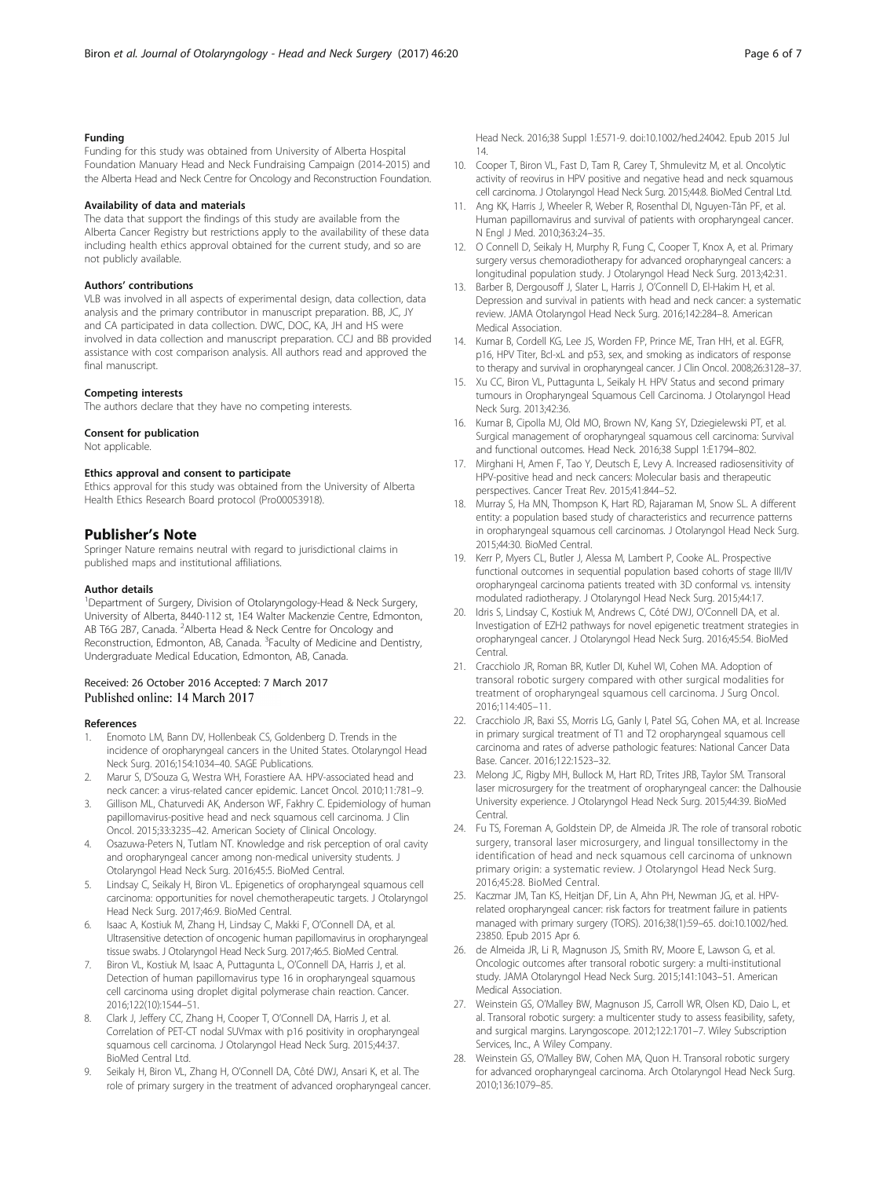### Funding

Funding for this study was obtained from University of Alberta Hospital Foundation Manuary Head and Neck Fundraising Campaign (2014-2015) and the Alberta Head and Neck Centre for Oncology and Reconstruction Foundation.

### Availability of data and materials

The data that support the findings of this study are available from the Alberta Cancer Registry but restrictions apply to the availability of these data including health ethics approval obtained for the current study, and so are not publicly available.

### Authors' contributions

VLB was involved in all aspects of experimental design, data collection, data analysis and the primary contributor in manuscript preparation. BB, JC, JY and CA participated in data collection. DWC, DOC, KA, JH and HS were involved in data collection and manuscript preparation. CCJ and BB provided assistance with cost comparison analysis. All authors read and approved the final manuscript.

### Competing interests

The authors declare that they have no competing interests.

### Consent for publication

Not applicable.

### Ethics approval and consent to participate

Ethics approval for this study was obtained from the University of Alberta Health Ethics Research Board protocol (Pro00053918).

## Publisher's Note

Springer Nature remains neutral with regard to jurisdictional claims in published maps and institutional affiliations.

### Author details

[1]Department of Surgery, Division of Otolaryngology-Head & Neck Surgery, University of Alberta, 8440-112 st, 1E4 Walter Mackenzie Centre, Edmonton, AB T6G 2B7, Canada. [2]Alberta Head & Neck Centre for Oncology and Reconstruction, Edmonton, AB, Canada. [3]Faculty of Medicine and Dentistry, Undergraduate Medical Education, Edmonton, AB, Canada.

Received: 26 October 2016 Accepted: 7 March 2017
Published online: 14 March 2017

### References

1. Enomoto LM, Bann DV, Hollenbeak CS, Goldenberg D. Trends in the incidence of oropharyngeal cancers in the United States. Otolaryngol Head Neck Surg. 2016;154:1034–40. SAGE Publications.
2. Marur S, D'Souza G, Westra WH, Forastiere AA. HPV-associated head and neck cancer: a virus-related cancer epidemic. Lancet Oncol. 2010;11:781–9.
3. Gillison ML, Chaturvedi AK, Anderson WF, Fakhry C. Epidemiology of human papillomavirus-positive head and neck squamous cell carcinoma. J Clin Oncol. 2015;33:3235–42. American Society of Clinical Oncology.
4. Osazuwa-Peters N, Tutlam NT. Knowledge and risk perception of oral cavity and oropharyngeal cancer among non-medical university students. J Otolaryngol Head Neck Surg. 2016;45:5. BioMed Central.
5. Lindsay C, Seikaly H, Biron VL. Epigenetics of oropharyngeal squamous cell carcinoma: opportunities for novel chemotherapeutic targets. J Otolaryngol Head Neck Surg. 2017;46:9. BioMed Central.
6. Isaac A, Kostiuk M, Zhang H, Lindsay C, Makki F, O'Connell DA, et al. Ultrasensitive detection of oncogenic human papillomavirus in oropharyngeal tissue swabs. J Otolaryngol Head Neck Surg. 2017;46:5. BioMed Central.
7. Biron VL, Kostiuk M, Isaac A, Puttagunta L, O'Connell DA, Harris J, et al. Detection of human papillomavirus type 16 in oropharyngeal squamous cell carcinoma using droplet digital polymerase chain reaction. Cancer. 2016;122(10):1544–51.
8. Clark J, Jeffery CC, Zhang H, Cooper T, O'Connell DA, Harris J, et al. Correlation of PET-CT nodal SUVmax with p16 positivity in oropharyngeal squamous cell carcinoma. J Otolaryngol Head Neck Surg. 2015;44:37. BioMed Central Ltd.
9. Seikaly H, Biron VL, Zhang H, O'Connell DA, Côté DWJ, Ansari K, et al. The role of primary surgery in the treatment of advanced oropharyngeal cancer. Head Neck. 2016;38 Suppl 1:E571-9. doi:10.1002/hed.24042. Epub 2015 Jul 14.
10. Cooper T, Biron VL, Fast D, Tam R, Carey T, Shmulevitz M, et al. Oncolytic activity of reovirus in HPV positive and negative head and neck squamous cell carcinoma. J Otolaryngol Head Neck Surg. 2015;44:8. BioMed Central Ltd.
11. Ang KK, Harris J, Wheeler R, Weber R, Rosenthal DI, Nguyen-Tân PF, et al. Human papillomavirus and survival of patients with oropharyngeal cancer. N Engl J Med. 2010;363:24–35.
12. O Connell D, Seikaly H, Murphy R, Fung C, Cooper T, Knox A, et al. Primary surgery versus chemoradiotherapy for advanced oropharyngeal cancers: a longitudinal population study. J Otolaryngol Head Neck Surg. 2013;42:31.
13. Barber B, Dergousoff J, Slater L, Harris J, O'Connell D, El-Hakim H, et al. Depression and survival in patients with head and neck cancer: a systematic review. JAMA Otolaryngol Head Neck Surg. 2016;142:284–8. American Medical Association.
14. Kumar B, Cordell KG, Lee JS, Worden FP, Prince ME, Tran HH, et al. EGFR, p16, HPV Titer, Bcl-xL and p53, sex, and smoking as indicators of response to therapy and survival in oropharyngeal cancer. J Clin Oncol. 2008;26:3128–37.
15. Xu CC, Biron VL, Puttagunta L, Seikaly H. HPV Status and second primary tumours in Oropharyngeal Squamous Cell Carcinoma. J Otolaryngol Head Neck Surg. 2013;42:36.
16. Kumar B, Cipolla MJ, Old MO, Brown NV, Kang SY, Dziegielewski PT, et al. Surgical management of oropharyngeal squamous cell carcinoma: Survival and functional outcomes. Head Neck. 2016;38 Suppl 1:E1794–802.
17. Mirghani H, Amen F, Tao Y, Deutsch E, Levy A. Increased radiosensitivity of HPV-positive head and neck cancers: Molecular basis and therapeutic perspectives. Cancer Treat Rev. 2015;41:844–52.
18. Murray S, Ha MN, Thompson K, Hart RD, Rajaraman M, Snow SL. A different entity: a population based study of characteristics and recurrence patterns in oropharyngeal squamous cell carcinomas. J Otolaryngol Head Neck Surg. 2015;44:30. BioMed Central.
19. Kerr P, Myers CL, Butler J, Alessa M, Lambert P, Cooke AL. Prospective functional outcomes in sequential population based cohorts of stage III/IV oropharyngeal carcinoma patients treated with 3D conformal vs. intensity modulated radiotherapy. J Otolaryngol Head Neck Surg. 2015;44:17.
20. Idris S, Lindsay C, Kostiuk M, Andrews C, Côté DWJ, O'Connell DA, et al. Investigation of EZH2 pathways for novel epigenetic treatment strategies in oropharyngeal cancer. J Otolaryngol Head Neck Surg. 2016;45:54. BioMed Central.
21. Cracchiolo JR, Roman BR, Kutler DI, Kuhel WI, Cohen MA. Adoption of transoral robotic surgery compared with other surgical modalities for treatment of oropharyngeal squamous cell carcinoma. J Surg Oncol. 2016;114:405–11.
22. Cracchiolo JR, Baxi SS, Morris LG, Ganly I, Patel SG, Cohen MA, et al. Increase in primary surgical treatment of T1 and T2 oropharyngeal squamous cell carcinoma and rates of adverse pathologic features: National Cancer Data Base. Cancer. 2016;122:1523–32.
23. Melong JC, Rigby MH, Bullock M, Hart RD, Trites JRB, Taylor SM. Transoral laser microsurgery for the treatment of oropharyngeal cancer: the Dalhousie University experience. J Otolaryngol Head Neck Surg. 2015;44:39. BioMed Central.
24. Fu TS, Foreman A, Goldstein DP, de Almeida JR. The role of transoral robotic surgery, transoral laser microsurgery, and lingual tonsillectomy in the identification of head and neck squamous cell carcinoma of unknown primary origin: a systematic review. J Otolaryngol Head Neck Surg. 2016;45:28. BioMed Central.
25. Kaczmar JM, Tan KS, Heitjan DF, Lin A, Ahn PH, Newman JG, et al. HPV-related oropharyngeal cancer: risk factors for treatment failure in patients managed with primary surgery (TORS). 2016;38(1):59–65. doi:10.1002/hed.23850. Epub 2015 Apr 6.
26. de Almeida JR, Li R, Magnuson JS, Smith RV, Moore E, Lawson G, et al. Oncologic outcomes after transoral robotic surgery: a multi-institutional study. JAMA Otolaryngol Head Neck Surg. 2015;141:1043–51. American Medical Association.
27. Weinstein GS, O'Malley BW, Magnuson JS, Carroll WR, Olsen KD, Daio L, et al. Transoral robotic surgery: a multicenter study to assess feasibility, safety, and surgical margins. Laryngoscope. 2012;122:1701–7. Wiley Subscription Services, Inc., A Wiley Company.
28. Weinstein GS, O'Malley BW, Cohen MA, Quon H. Transoral robotic surgery for advanced oropharyngeal carcinoma. Arch Otolaryngol Head Neck Surg. 2010;136:1079–85.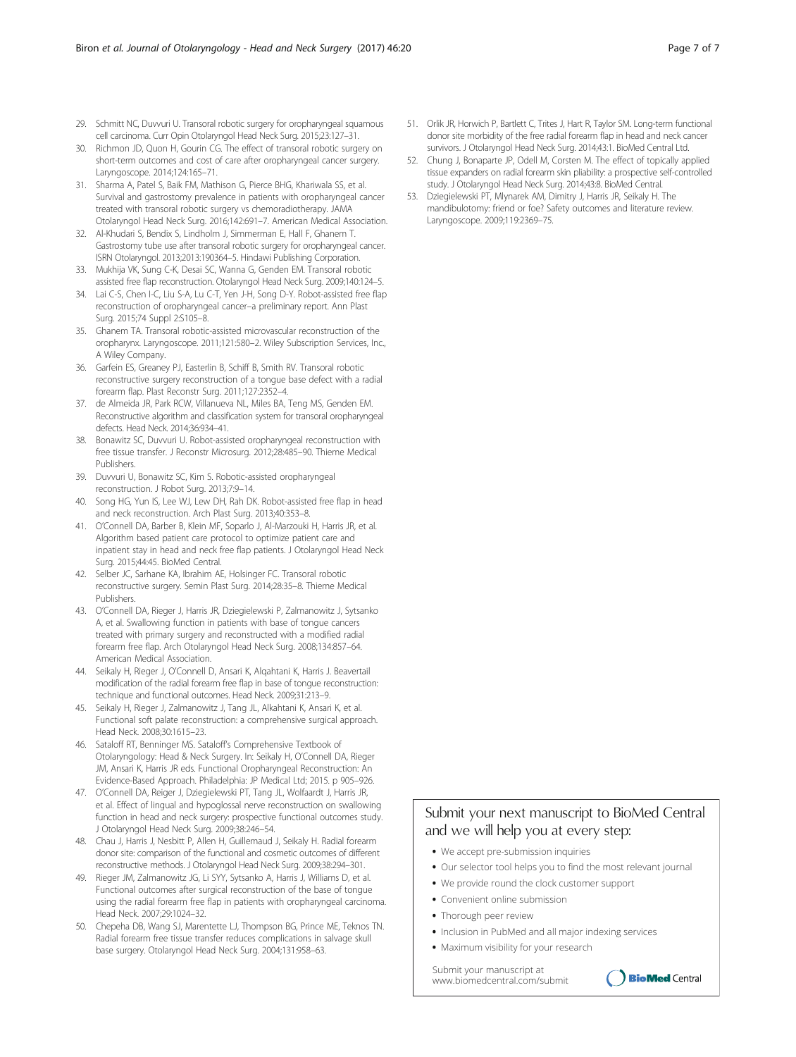29. Schmitt NC, Duvvuri U. Transoral robotic surgery for oropharyngeal squamous cell carcinoma. Curr Opin Otolaryngol Head Neck Surg. 2015;23:127–31.
30. Richmon JD, Quon H, Gourin CG. The effect of transoral robotic surgery on short-term outcomes and cost of care after oropharyngeal cancer surgery. Laryngoscope. 2014;124:165–71.
31. Sharma A, Patel S, Baik FM, Mathison G, Pierce BHG, Khariwala SS, et al. Survival and gastrostomy prevalence in patients with oropharyngeal cancer treated with transoral robotic surgery vs chemoradiotherapy. JAMA Otolaryngol Head Neck Surg. 2016;142:691–7. American Medical Association.
32. Al-Khudari S, Bendix S, Lindholm J, Simmerman E, Hall F, Ghanem T. Gastrostomy tube use after transoral robotic surgery for oropharyngeal cancer. ISRN Otolaryngol. 2013;2013:190364–5. Hindawi Publishing Corporation.
33. Mukhija VK, Sung C-K, Desai SC, Wanna G, Genden EM. Transoral robotic assisted free flap reconstruction. Otolaryngol Head Neck Surg. 2009;140:124–5.
34. Lai C-S, Chen I-C, Liu S-A, Lu C-T, Yen J-H, Song D-Y. Robot-assisted free flap reconstruction of oropharyngeal cancer–a preliminary report. Ann Plast Surg. 2015;74 Suppl 2:S105–8.
35. Ghanem TA. Transoral robotic-assisted microvascular reconstruction of the oropharynx. Laryngoscope. 2011;121:580–2. Wiley Subscription Services, Inc., A Wiley Company.
36. Garfein ES, Greaney PJ, Easterlin B, Schiff B, Smith RV. Transoral robotic reconstructive surgery reconstruction of a tongue base defect with a radial forearm flap. Plast Reconstr Surg. 2011;127:2352–4.
37. de Almeida JR, Park RCW, Villanueva NL, Miles BA, Teng MS, Genden EM. Reconstructive algorithm and classification system for transoral oropharyngeal defects. Head Neck. 2014;36:934–41.
38. Bonawitz SC, Duvvuri U. Robot-assisted oropharyngeal reconstruction with free tissue transfer. J Reconstr Microsurg. 2012;28:485–90. Thieme Medical Publishers.
39. Duvvuri U, Bonawitz SC, Kim S. Robotic-assisted oropharyngeal reconstruction. J Robot Surg. 2013;7:9–14.
40. Song HG, Yun IS, Lee WJ, Lew DH, Rah DK. Robot-assisted free flap in head and neck reconstruction. Arch Plast Surg. 2013;40:353–8.
41. O'Connell DA, Barber B, Klein MF, Soparlo J, Al-Marzouki H, Harris JR, et al. Algorithm based patient care protocol to optimize patient care and inpatient stay in head and neck free flap patients. J Otolaryngol Head Neck Surg. 2015;44:45. BioMed Central.
42. Selber JC, Sarhane KA, Ibrahim AE, Holsinger FC. Transoral robotic reconstructive surgery. Semin Plast Surg. 2014;28:35–8. Thieme Medical Publishers.
43. O'Connell DA, Rieger J, Harris JR, Dziegielewski P, Zalmanowitz J, Sytsanko A, et al. Swallowing function in patients with base of tongue cancers treated with primary surgery and reconstructed with a modified radial forearm free flap. Arch Otolaryngol Head Neck Surg. 2008;134:857–64. American Medical Association.
44. Seikaly H, Rieger J, O'Connell D, Ansari K, Alqahtani K, Harris J. Beavertail modification of the radial forearm free flap in base of tongue reconstruction: technique and functional outcomes. Head Neck. 2009;31:213–9.
45. Seikaly H, Rieger J, Zalmanowitz J, Tang JL, Alkahtani K, Ansari K, et al. Functional soft palate reconstruction: a comprehensive surgical approach. Head Neck. 2008;30:1615–23.
46. Sataloff RT, Benninger MS. Sataloff's Comprehensive Textbook of Otolaryngology: Head & Neck Surgery. In: Seikaly H, O'Connell DA, Rieger JM, Ansari K, Harris JR eds. Functional Oropharyngeal Reconstruction: An Evidence-Based Approach. Philadelphia: JP Medical Ltd; 2015. p 905–926.
47. O'Connell DA, Reiger J, Dziegielewski PT, Tang JL, Wolfaardt J, Harris JR, et al. Effect of lingual and hypoglossal nerve reconstruction on swallowing function in head and neck surgery: prospective functional outcomes study. J Otolaryngol Head Neck Surg. 2009;38:246–54.
48. Chau J, Harris J, Nesbitt P, Allen H, Guillemaud J, Seikaly H. Radial forearm donor site: comparison of the functional and cosmetic outcomes of different reconstructive methods. J Otolaryngol Head Neck Surg. 2009;38:294–301.
49. Rieger JM, Zalmanowitz JG, Li SYY, Sytsanko A, Harris J, Williams D, et al. Functional outcomes after surgical reconstruction of the base of tongue using the radial forearm free flap in patients with oropharyngeal carcinoma. Head Neck. 2007;29:1024–32.
50. Chepeha DB, Wang SJ, Marentette LJ, Thompson BG, Prince ME, Teknos TN. Radial forearm free tissue transfer reduces complications in salvage skull base surgery. Otolaryngol Head Neck Surg. 2004;131:958–63.
51. Orlik JR, Horwich P, Bartlett C, Trites J, Hart R, Taylor SM. Long-term functional donor site morbidity of the free radial forearm flap in head and neck cancer survivors. J Otolaryngol Head Neck Surg. 2014;43:1. BioMed Central Ltd.
52. Chung J, Bonaparte JP, Odell M, Corsten M. The effect of topically applied tissue expanders on radial forearm skin pliability: a prospective self-controlled study. J Otolaryngol Head Neck Surg. 2014;43:8. BioMed Central.
53. Dziegielewski PT, Mlynarek AM, Dimitry J, Harris JR, Seikaly H. The mandibulotomy: friend or foe? Safety outcomes and literature review. Laryngoscope. 2009;119:2369–75.

Submit your next manuscript to BioMed Central and we will help you at every step:

- We accept pre-submission inquiries
- Our selector tool helps you to find the most relevant journal
- We provide round the clock customer support
- Convenient online submission
- Thorough peer review
- Inclusion in PubMed and all major indexing services
- Maximum visibility for your research

Submit your manuscript at www.biomedcentral.com/submit

BioMed Central